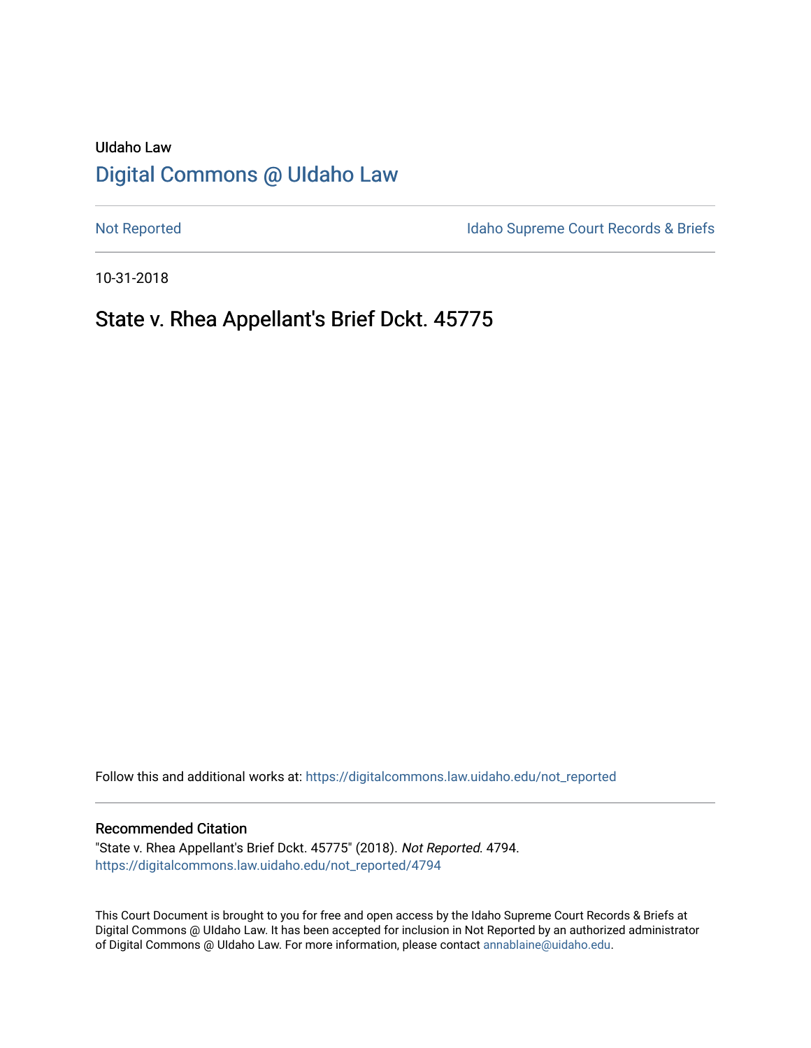UIdaho Law

# Digital Commons @ UIdaho Law

Not Reported

Idaho Supreme Court Records & Briefs

10-31-2018

## State v. Rhea Appellant's Brief Dckt. 45775

Follow this and additional works at: https://digitalcommons.law.uidaho.edu/not_reported

### Recommended Citation

"State v. Rhea Appellant's Brief Dckt. 45775" (2018). *Not Reported*. 4794.
https://digitalcommons.law.uidaho.edu/not_reported/4794

This Court Document is brought to you for free and open access by the Idaho Supreme Court Records & Briefs at Digital Commons @ UIdaho Law. It has been accepted for inclusion in Not Reported by an authorized administrator of Digital Commons @ UIdaho Law. For more information, please contact annablaine@uidaho.edu.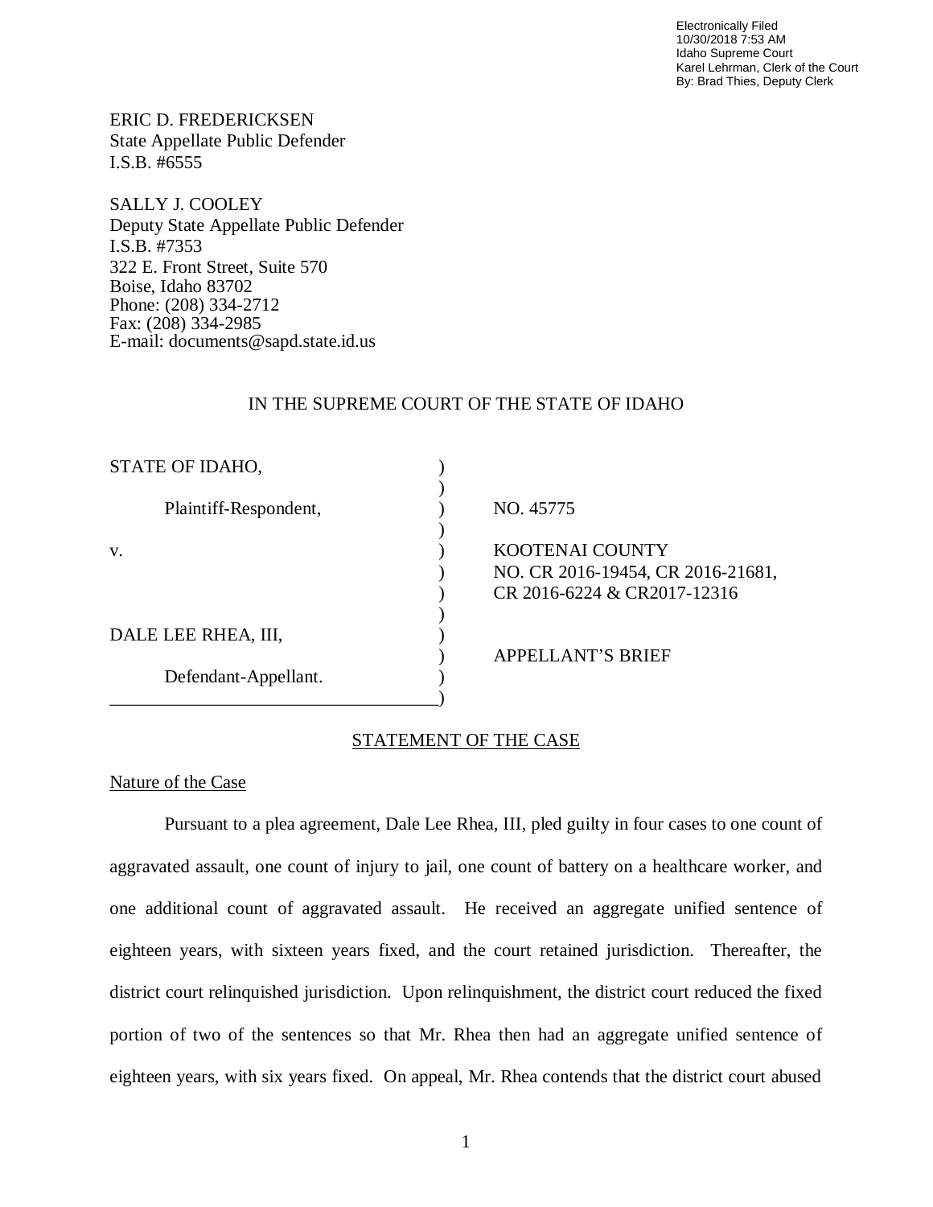Electronically Filed
10/30/2018 7:53 AM
Idaho Supreme Court
Karel Lehrman, Clerk of the Court
By: Brad Thies, Deputy Clerk

ERIC D. FREDERICKSEN
State Appellate Public Defender
I.S.B. #6555

SALLY J. COOLEY
Deputy State Appellate Public Defender
I.S.B. #7353
322 E. Front Street, Suite 570
Boise, Idaho 83702
Phone: (208) 334-2712
Fax: (208) 334-2985
E-mail: documents@sapd.state.id.us

IN THE SUPREME COURT OF THE STATE OF IDAHO

| | | |
|---|---|---|
| STATE OF IDAHO, | ) | |
| | ) | |
| Plaintiff-Respondent, | ) | NO. 45775 |
| | ) | |
| v. | ) | KOOTENAI COUNTY |
| | ) | NO. CR 2016-19454, CR 2016-21681, |
| | ) | CR 2016-6224 & CR2017-12316 |
| | ) | |
| DALE LEE RHEA, III, | ) | |
| | ) | APPELLANT'S BRIEF |
| Defendant-Appellant. | ) | |
| | ) | |

STATEMENT OF THE CASE

Nature of the Case

Pursuant to a plea agreement, Dale Lee Rhea, III, pled guilty in four cases to one count of aggravated assault, one count of injury to jail, one count of battery on a healthcare worker, and one additional count of aggravated assault. He received an aggregate unified sentence of eighteen years, with sixteen years fixed, and the court retained jurisdiction. Thereafter, the district court relinquished jurisdiction. Upon relinquishment, the district court reduced the fixed portion of two of the sentences so that Mr. Rhea then had an aggregate unified sentence of eighteen years, with six years fixed. On appeal, Mr. Rhea contends that the district court abused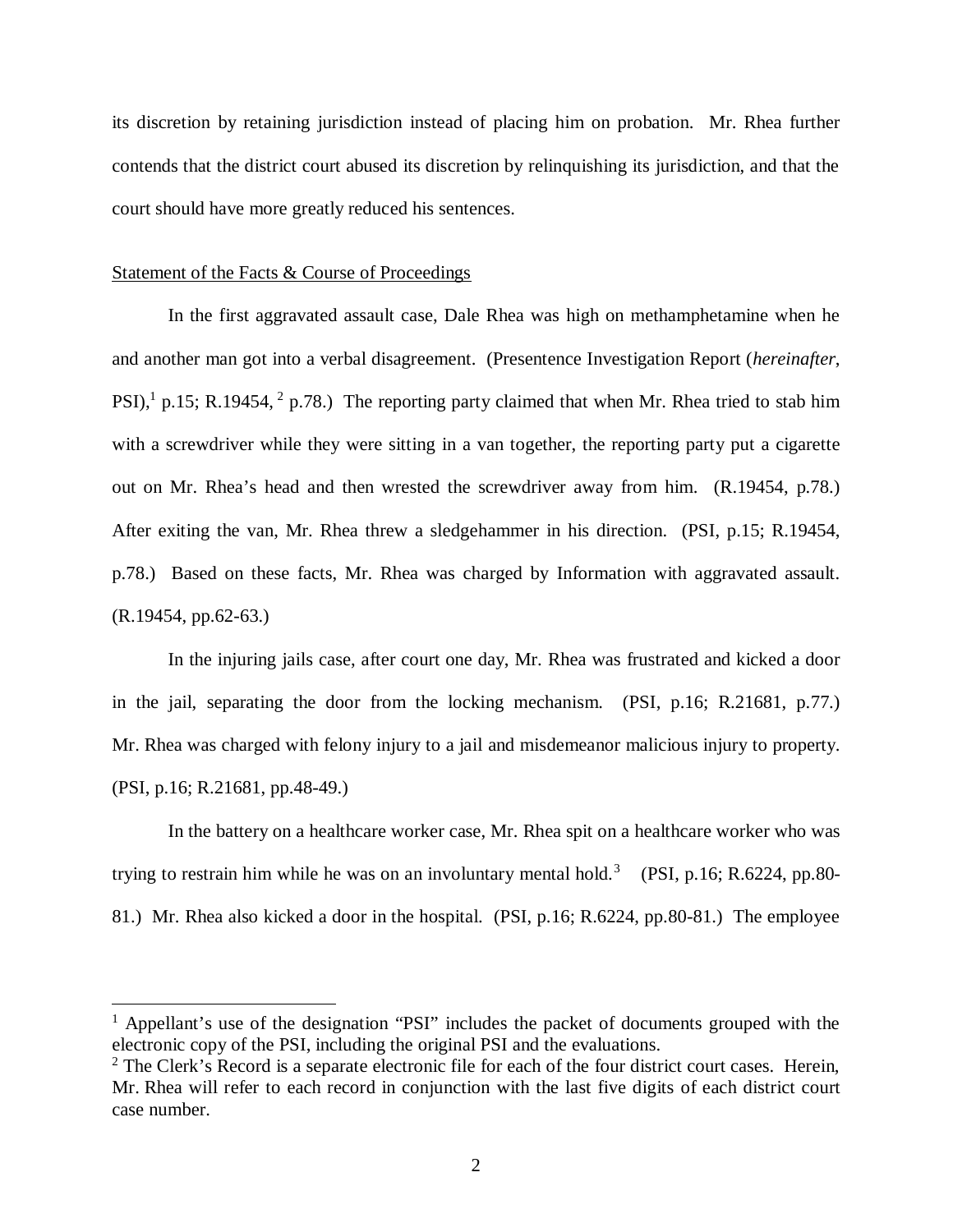its discretion by retaining jurisdiction instead of placing him on probation. Mr. Rhea further contends that the district court abused its discretion by relinquishing its jurisdiction, and that the court should have more greatly reduced his sentences.

Statement of the Facts & Course of Proceedings

In the first aggravated assault case, Dale Rhea was high on methamphetamine when he and another man got into a verbal disagreement. (Presentence Investigation Report (*hereinafter*, PSI),[1] p.15; R.19454, [2] p.78.) The reporting party claimed that when Mr. Rhea tried to stab him with a screwdriver while they were sitting in a van together, the reporting party put a cigarette out on Mr. Rhea's head and then wrested the screwdriver away from him. (R.19454, p.78.) After exiting the van, Mr. Rhea threw a sledgehammer in his direction. (PSI, p.15; R.19454, p.78.) Based on these facts, Mr. Rhea was charged by Information with aggravated assault. (R.19454, pp.62-63.)

In the injuring jails case, after court one day, Mr. Rhea was frustrated and kicked a door in the jail, separating the door from the locking mechanism. (PSI, p.16; R.21681, p.77.) Mr. Rhea was charged with felony injury to a jail and misdemeanor malicious injury to property. (PSI, p.16; R.21681, pp.48-49.)

In the battery on a healthcare worker case, Mr. Rhea spit on a healthcare worker who was trying to restrain him while he was on an involuntary mental hold.[3] (PSI, p.16; R.6224, pp.80-81.) Mr. Rhea also kicked a door in the hospital. (PSI, p.16; R.6224, pp.80-81.) The employee

[1] Appellant's use of the designation "PSI" includes the packet of documents grouped with the electronic copy of the PSI, including the original PSI and the evaluations.

[2] The Clerk's Record is a separate electronic file for each of the four district court cases. Herein, Mr. Rhea will refer to each record in conjunction with the last five digits of each district court case number.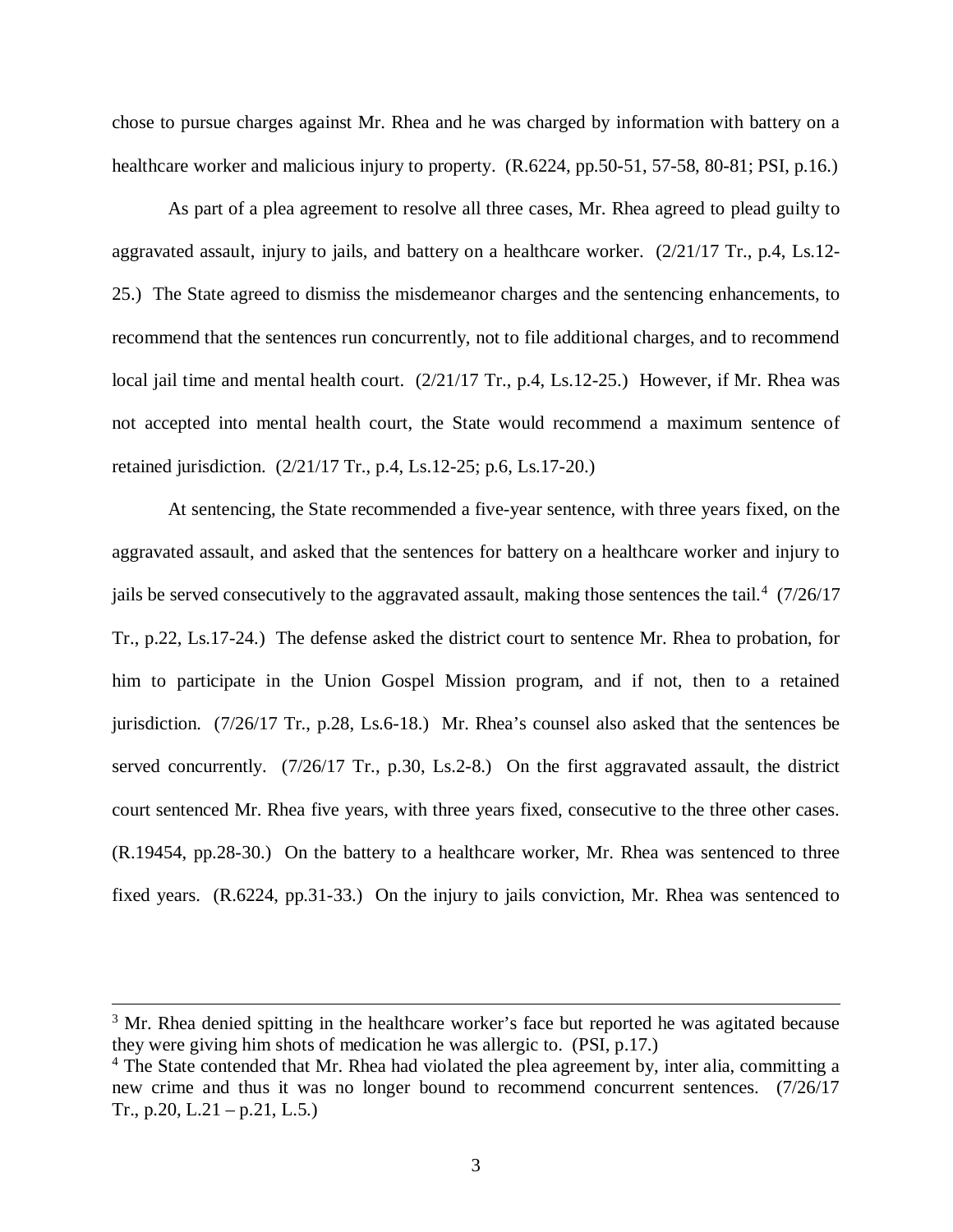chose to pursue charges against Mr. Rhea and he was charged by information with battery on a healthcare worker and malicious injury to property. (R.6224, pp.50-51, 57-58, 80-81; PSI, p.16.)

As part of a plea agreement to resolve all three cases, Mr. Rhea agreed to plead guilty to aggravated assault, injury to jails, and battery on a healthcare worker. (2/21/17 Tr., p.4, Ls.12-25.) The State agreed to dismiss the misdemeanor charges and the sentencing enhancements, to recommend that the sentences run concurrently, not to file additional charges, and to recommend local jail time and mental health court. (2/21/17 Tr., p.4, Ls.12-25.) However, if Mr. Rhea was not accepted into mental health court, the State would recommend a maximum sentence of retained jurisdiction. (2/21/17 Tr., p.4, Ls.12-25; p.6, Ls.17-20.)

At sentencing, the State recommended a five-year sentence, with three years fixed, on the aggravated assault, and asked that the sentences for battery on a healthcare worker and injury to jails be served consecutively to the aggravated assault, making those sentences the tail.[4] (7/26/17 Tr., p.22, Ls.17-24.) The defense asked the district court to sentence Mr. Rhea to probation, for him to participate in the Union Gospel Mission program, and if not, then to a retained jurisdiction. (7/26/17 Tr., p.28, Ls.6-18.) Mr. Rhea's counsel also asked that the sentences be served concurrently. (7/26/17 Tr., p.30, Ls.2-8.) On the first aggravated assault, the district court sentenced Mr. Rhea five years, with three years fixed, consecutive to the three other cases. (R.19454, pp.28-30.) On the battery to a healthcare worker, Mr. Rhea was sentenced to three fixed years. (R.6224, pp.31-33.) On the injury to jails conviction, Mr. Rhea was sentenced to

---

[3] Mr. Rhea denied spitting in the healthcare worker's face but reported he was agitated because they were giving him shots of medication he was allergic to. (PSI, p.17.)

[4] The State contended that Mr. Rhea had violated the plea agreement by, inter alia, committing a new crime and thus it was no longer bound to recommend concurrent sentences. (7/26/17 Tr., p.20, L.21 – p.21, L.5.)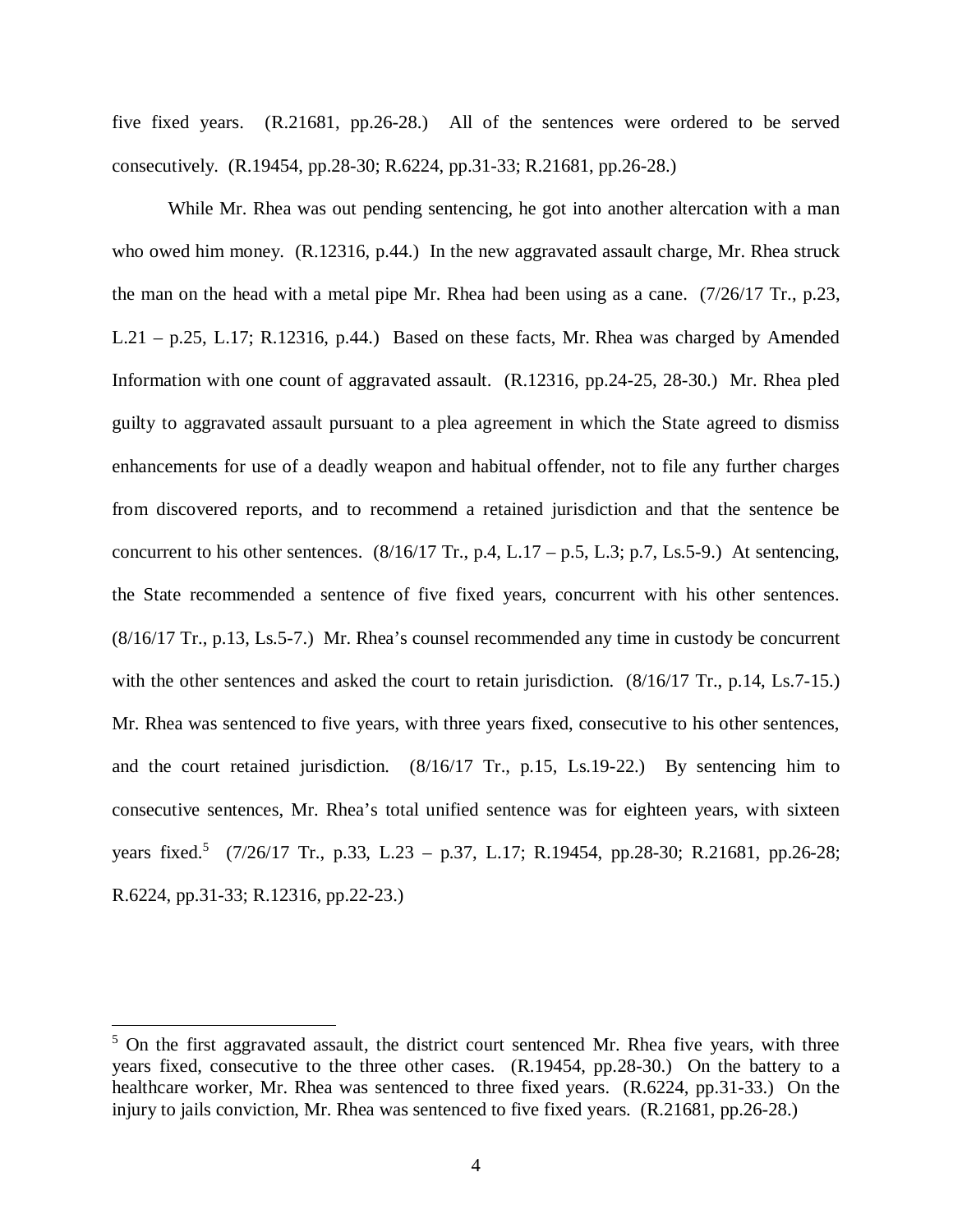five fixed years. (R.21681, pp.26-28.) All of the sentences were ordered to be served consecutively. (R.19454, pp.28-30; R.6224, pp.31-33; R.21681, pp.26-28.)

While Mr. Rhea was out pending sentencing, he got into another altercation with a man who owed him money. (R.12316, p.44.) In the new aggravated assault charge, Mr. Rhea struck the man on the head with a metal pipe Mr. Rhea had been using as a cane. (7/26/17 Tr., p.23, L.21 – p.25, L.17; R.12316, p.44.) Based on these facts, Mr. Rhea was charged by Amended Information with one count of aggravated assault. (R.12316, pp.24-25, 28-30.) Mr. Rhea pled guilty to aggravated assault pursuant to a plea agreement in which the State agreed to dismiss enhancements for use of a deadly weapon and habitual offender, not to file any further charges from discovered reports, and to recommend a retained jurisdiction and that the sentence be concurrent to his other sentences. (8/16/17 Tr., p.4, L.17 – p.5, L.3; p.7, Ls.5-9.) At sentencing, the State recommended a sentence of five fixed years, concurrent with his other sentences. (8/16/17 Tr., p.13, Ls.5-7.) Mr. Rhea's counsel recommended any time in custody be concurrent with the other sentences and asked the court to retain jurisdiction. (8/16/17 Tr., p.14, Ls.7-15.) Mr. Rhea was sentenced to five years, with three years fixed, consecutive to his other sentences, and the court retained jurisdiction. (8/16/17 Tr., p.15, Ls.19-22.) By sentencing him to consecutive sentences, Mr. Rhea's total unified sentence was for eighteen years, with sixteen years fixed.[5] (7/26/17 Tr., p.33, L.23 – p.37, L.17; R.19454, pp.28-30; R.21681, pp.26-28; R.6224, pp.31-33; R.12316, pp.22-23.)

---

[5] On the first aggravated assault, the district court sentenced Mr. Rhea five years, with three years fixed, consecutive to the three other cases. (R.19454, pp.28-30.) On the battery to a healthcare worker, Mr. Rhea was sentenced to three fixed years. (R.6224, pp.31-33.) On the injury to jails conviction, Mr. Rhea was sentenced to five fixed years. (R.21681, pp.26-28.)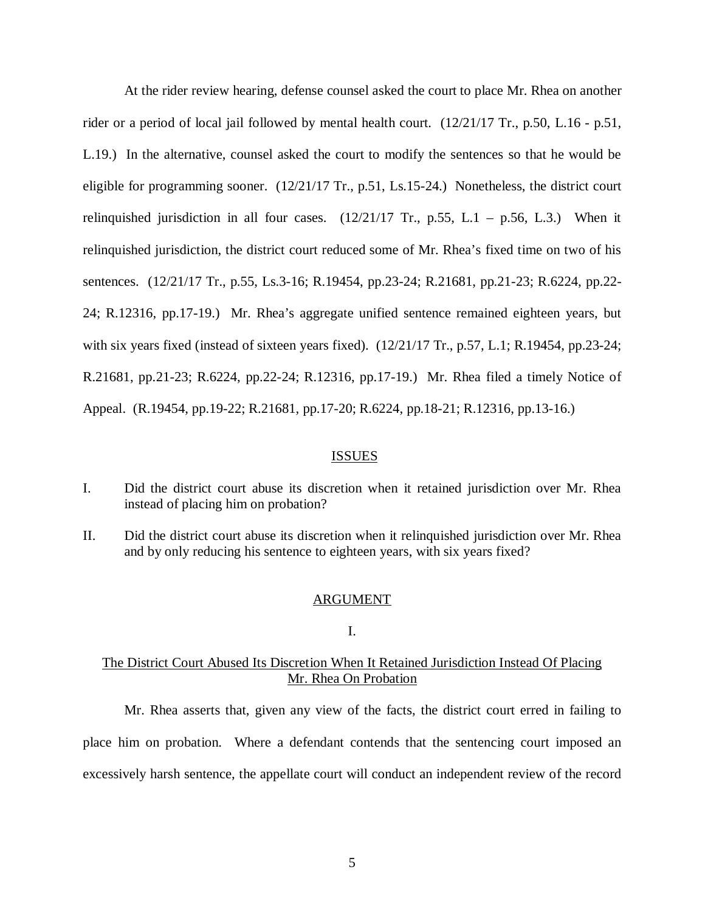At the rider review hearing, defense counsel asked the court to place Mr. Rhea on another rider or a period of local jail followed by mental health court. (12/21/17 Tr., p.50, L.16 - p.51, L.19.) In the alternative, counsel asked the court to modify the sentences so that he would be eligible for programming sooner. (12/21/17 Tr., p.51, Ls.15-24.) Nonetheless, the district court relinquished jurisdiction in all four cases. (12/21/17 Tr., p.55, L.1 – p.56, L.3.) When it relinquished jurisdiction, the district court reduced some of Mr. Rhea's fixed time on two of his sentences. (12/21/17 Tr., p.55, Ls.3-16; R.19454, pp.23-24; R.21681, pp.21-23; R.6224, pp.22-24; R.12316, pp.17-19.) Mr. Rhea's aggregate unified sentence remained eighteen years, but with six years fixed (instead of sixteen years fixed). (12/21/17 Tr., p.57, L.1; R.19454, pp.23-24; R.21681, pp.21-23; R.6224, pp.22-24; R.12316, pp.17-19.) Mr. Rhea filed a timely Notice of Appeal. (R.19454, pp.19-22; R.21681, pp.17-20; R.6224, pp.18-21; R.12316, pp.13-16.)

## ISSUES

I. Did the district court abuse its discretion when it retained jurisdiction over Mr. Rhea instead of placing him on probation?

II. Did the district court abuse its discretion when it relinquished jurisdiction over Mr. Rhea and by only reducing his sentence to eighteen years, with six years fixed?

## ARGUMENT

### I.

### The District Court Abused Its Discretion When It Retained Jurisdiction Instead Of Placing Mr. Rhea On Probation

Mr. Rhea asserts that, given any view of the facts, the district court erred in failing to place him on probation. Where a defendant contends that the sentencing court imposed an excessively harsh sentence, the appellate court will conduct an independent review of the record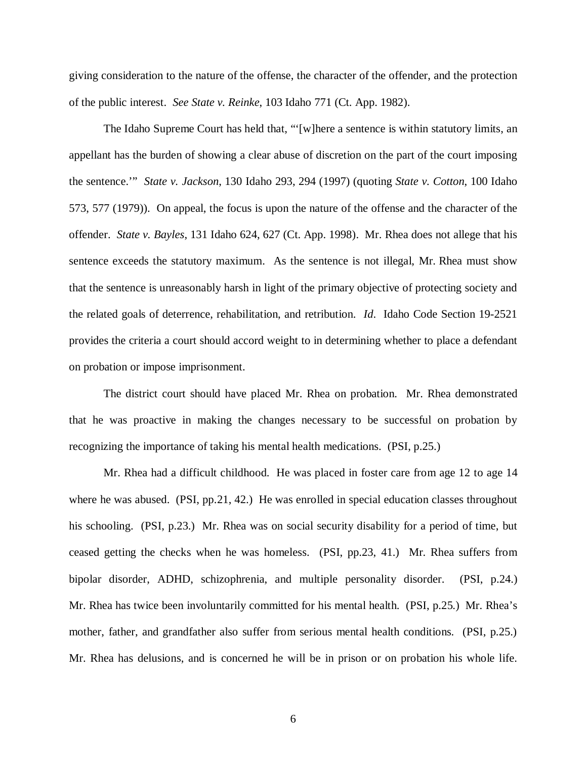giving consideration to the nature of the offense, the character of the offender, and the protection of the public interest. *See State v. Reinke*, 103 Idaho 771 (Ct. App. 1982).

The Idaho Supreme Court has held that, "'[w]here a sentence is within statutory limits, an appellant has the burden of showing a clear abuse of discretion on the part of the court imposing the sentence.'" *State v. Jackson*, 130 Idaho 293, 294 (1997) (quoting *State v. Cotton*, 100 Idaho 573, 577 (1979)). On appeal, the focus is upon the nature of the offense and the character of the offender. *State v. Bayles*, 131 Idaho 624, 627 (Ct. App. 1998). Mr. Rhea does not allege that his sentence exceeds the statutory maximum. As the sentence is not illegal, Mr. Rhea must show that the sentence is unreasonably harsh in light of the primary objective of protecting society and the related goals of deterrence, rehabilitation, and retribution. *Id*. Idaho Code Section 19-2521 provides the criteria a court should accord weight to in determining whether to place a defendant on probation or impose imprisonment.

The district court should have placed Mr. Rhea on probation. Mr. Rhea demonstrated that he was proactive in making the changes necessary to be successful on probation by recognizing the importance of taking his mental health medications. (PSI, p.25.)

Mr. Rhea had a difficult childhood. He was placed in foster care from age 12 to age 14 where he was abused. (PSI, pp.21, 42.) He was enrolled in special education classes throughout his schooling. (PSI, p.23.) Mr. Rhea was on social security disability for a period of time, but ceased getting the checks when he was homeless. (PSI, pp.23, 41.) Mr. Rhea suffers from bipolar disorder, ADHD, schizophrenia, and multiple personality disorder. (PSI, p.24.) Mr. Rhea has twice been involuntarily committed for his mental health. (PSI, p.25.) Mr. Rhea's mother, father, and grandfather also suffer from serious mental health conditions. (PSI, p.25.) Mr. Rhea has delusions, and is concerned he will be in prison or on probation his whole life.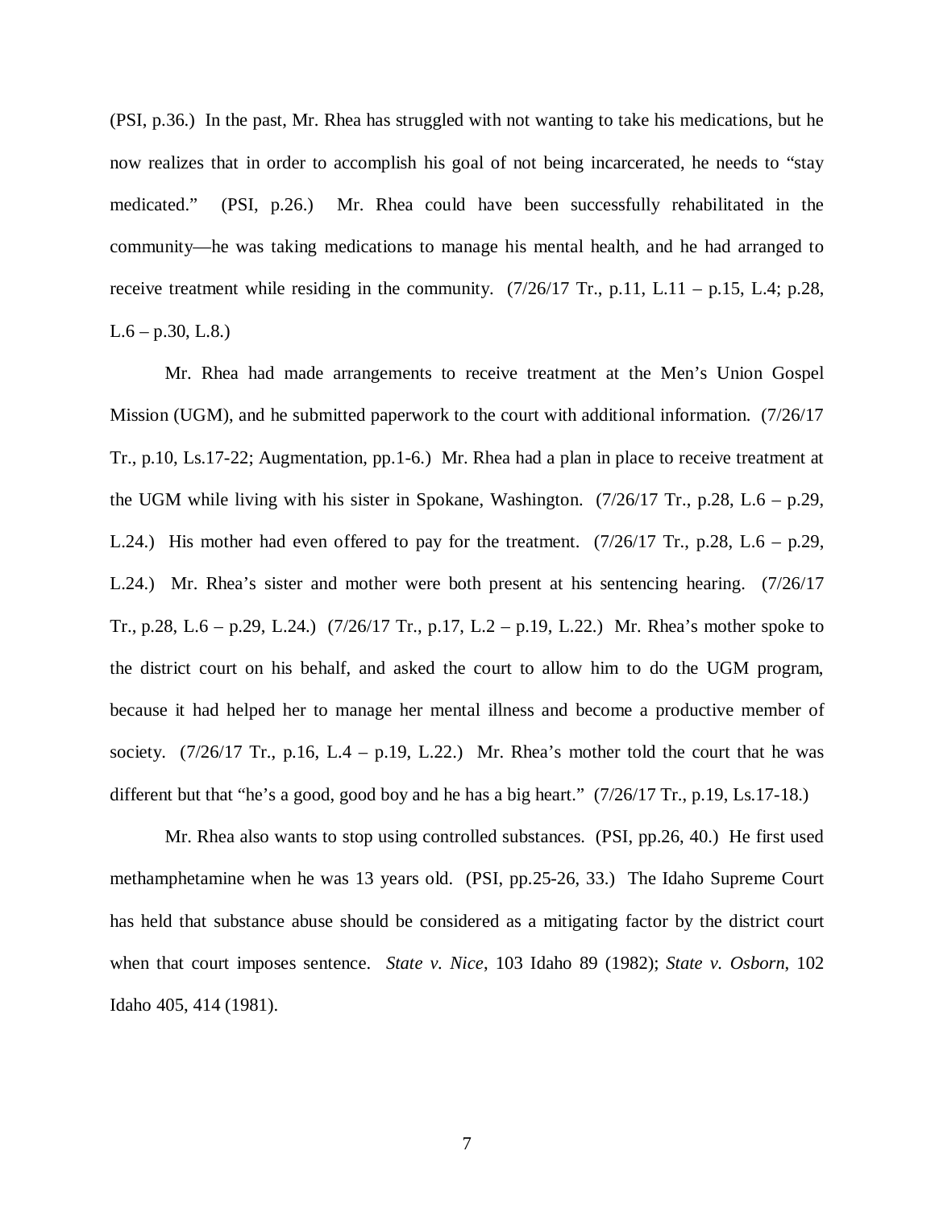(PSI, p.36.) In the past, Mr. Rhea has struggled with not wanting to take his medications, but he now realizes that in order to accomplish his goal of not being incarcerated, he needs to "stay medicated." (PSI, p.26.) Mr. Rhea could have been successfully rehabilitated in the community—he was taking medications to manage his mental health, and he had arranged to receive treatment while residing in the community. (7/26/17 Tr., p.11, L.11 – p.15, L.4; p.28, L.6 – p.30, L.8.)

Mr. Rhea had made arrangements to receive treatment at the Men's Union Gospel Mission (UGM), and he submitted paperwork to the court with additional information. (7/26/17 Tr., p.10, Ls.17-22; Augmentation, pp.1-6.) Mr. Rhea had a plan in place to receive treatment at the UGM while living with his sister in Spokane, Washington. (7/26/17 Tr., p.28, L.6 – p.29, L.24.) His mother had even offered to pay for the treatment. (7/26/17 Tr., p.28, L.6 – p.29, L.24.) Mr. Rhea's sister and mother were both present at his sentencing hearing. (7/26/17 Tr., p.28, L.6 – p.29, L.24.) (7/26/17 Tr., p.17, L.2 – p.19, L.22.) Mr. Rhea's mother spoke to the district court on his behalf, and asked the court to allow him to do the UGM program, because it had helped her to manage her mental illness and become a productive member of society. (7/26/17 Tr., p.16, L.4 – p.19, L.22.) Mr. Rhea's mother told the court that he was different but that "he's a good, good boy and he has a big heart." (7/26/17 Tr., p.19, Ls.17-18.)

Mr. Rhea also wants to stop using controlled substances. (PSI, pp.26, 40.) He first used methamphetamine when he was 13 years old. (PSI, pp.25-26, 33.) The Idaho Supreme Court has held that substance abuse should be considered as a mitigating factor by the district court when that court imposes sentence. *State v. Nice*, 103 Idaho 89 (1982); *State v. Osborn*, 102 Idaho 405, 414 (1981).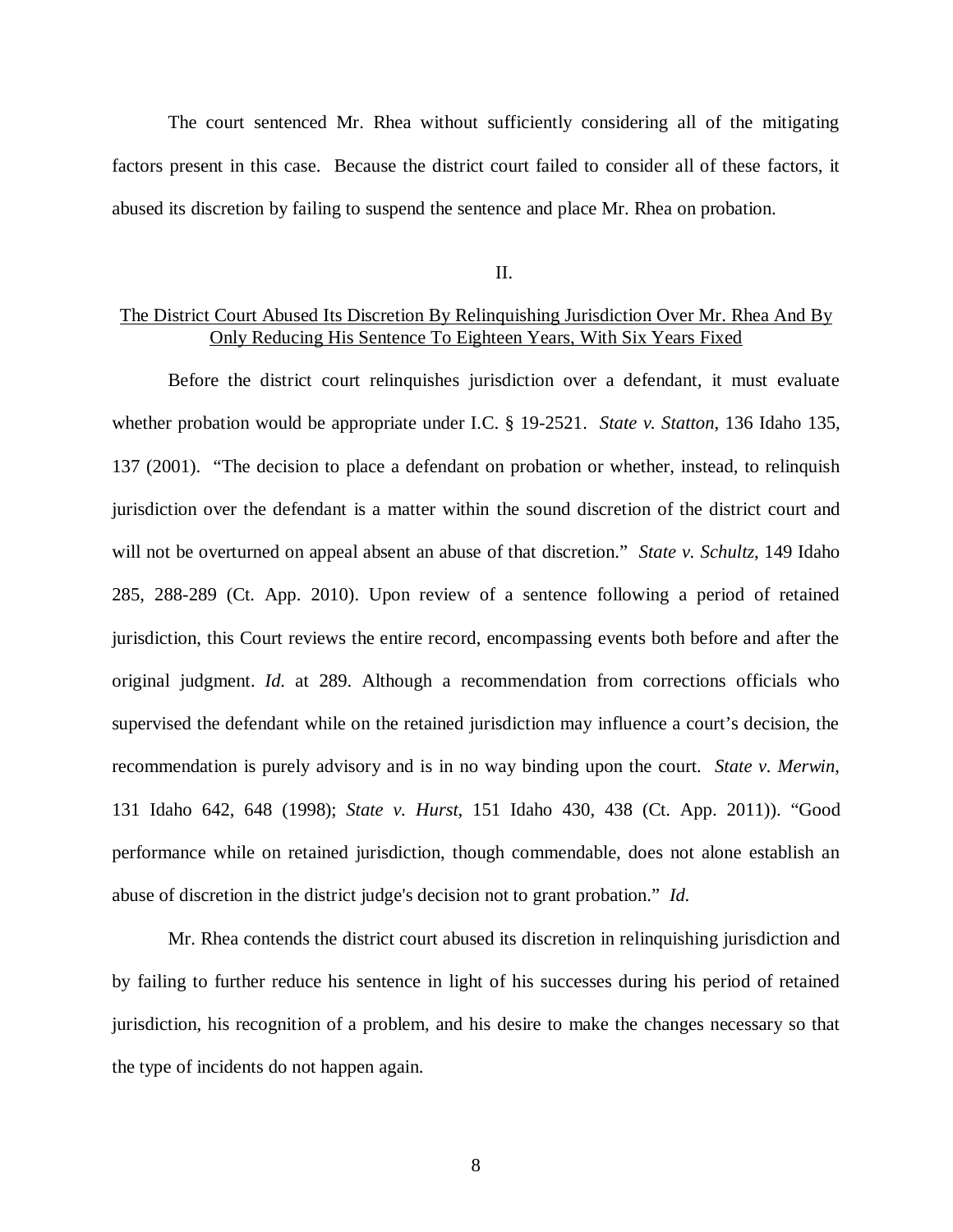The court sentenced Mr. Rhea without sufficiently considering all of the mitigating factors present in this case. Because the district court failed to consider all of these factors, it abused its discretion by failing to suspend the sentence and place Mr. Rhea on probation.

## II.

## The District Court Abused Its Discretion By Relinquishing Jurisdiction Over Mr. Rhea And By Only Reducing His Sentence To Eighteen Years, With Six Years Fixed

Before the district court relinquishes jurisdiction over a defendant, it must evaluate whether probation would be appropriate under I.C. § 19-2521. *State v. Statton*, 136 Idaho 135, 137 (2001). "The decision to place a defendant on probation or whether, instead, to relinquish jurisdiction over the defendant is a matter within the sound discretion of the district court and will not be overturned on appeal absent an abuse of that discretion." *State v. Schultz*, 149 Idaho 285, 288-289 (Ct. App. 2010). Upon review of a sentence following a period of retained jurisdiction, this Court reviews the entire record, encompassing events both before and after the original judgment. *Id.* at 289. Although a recommendation from corrections officials who supervised the defendant while on the retained jurisdiction may influence a court's decision, the recommendation is purely advisory and is in no way binding upon the court. *State v. Merwin*, 131 Idaho 642, 648 (1998); *State v. Hurst*, 151 Idaho 430, 438 (Ct. App. 2011)). "Good performance while on retained jurisdiction, though commendable, does not alone establish an abuse of discretion in the district judge's decision not to grant probation." *Id.*

Mr. Rhea contends the district court abused its discretion in relinquishing jurisdiction and by failing to further reduce his sentence in light of his successes during his period of retained jurisdiction, his recognition of a problem, and his desire to make the changes necessary so that the type of incidents do not happen again.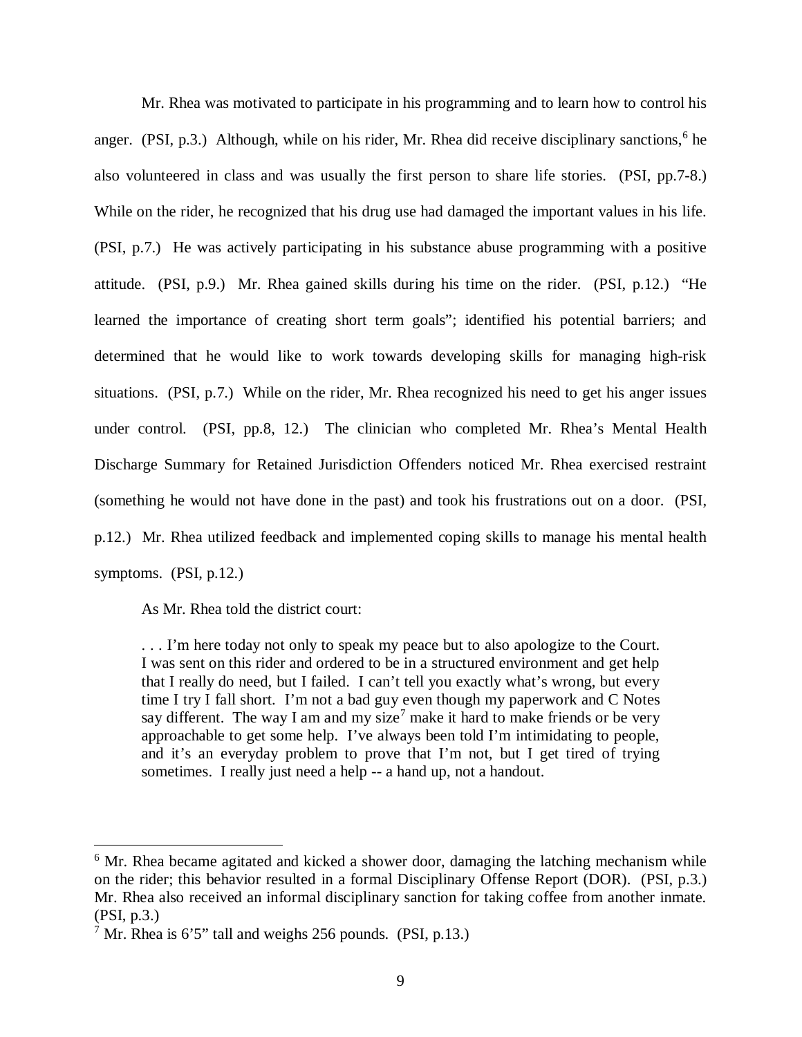Mr. Rhea was motivated to participate in his programming and to learn how to control his anger. (PSI, p.3.) Although, while on his rider, Mr. Rhea did receive disciplinary sanctions,[6] he also volunteered in class and was usually the first person to share life stories. (PSI, pp.7-8.) While on the rider, he recognized that his drug use had damaged the important values in his life. (PSI, p.7.) He was actively participating in his substance abuse programming with a positive attitude. (PSI, p.9.) Mr. Rhea gained skills during his time on the rider. (PSI, p.12.) "He learned the importance of creating short term goals"; identified his potential barriers; and determined that he would like to work towards developing skills for managing high-risk situations. (PSI, p.7.) While on the rider, Mr. Rhea recognized his need to get his anger issues under control. (PSI, pp.8, 12.) The clinician who completed Mr. Rhea's Mental Health Discharge Summary for Retained Jurisdiction Offenders noticed Mr. Rhea exercised restraint (something he would not have done in the past) and took his frustrations out on a door. (PSI, p.12.) Mr. Rhea utilized feedback and implemented coping skills to manage his mental health symptoms. (PSI, p.12.)

As Mr. Rhea told the district court:

> . . . I'm here today not only to speak my peace but to also apologize to the Court. I was sent on this rider and ordered to be in a structured environment and get help that I really do need, but I failed. I can't tell you exactly what's wrong, but every time I try I fall short. I'm not a bad guy even though my paperwork and C Notes say different. The way I am and my size[7] make it hard to make friends or be very approachable to get some help. I've always been told I'm intimidating to people, and it's an everyday problem to prove that I'm not, but I get tired of trying sometimes. I really just need a help -- a hand up, not a handout.

---

[6] Mr. Rhea became agitated and kicked a shower door, damaging the latching mechanism while on the rider; this behavior resulted in a formal Disciplinary Offense Report (DOR). (PSI, p.3.) Mr. Rhea also received an informal disciplinary sanction for taking coffee from another inmate. (PSI, p.3.)

[7] Mr. Rhea is 6'5" tall and weighs 256 pounds. (PSI, p.13.)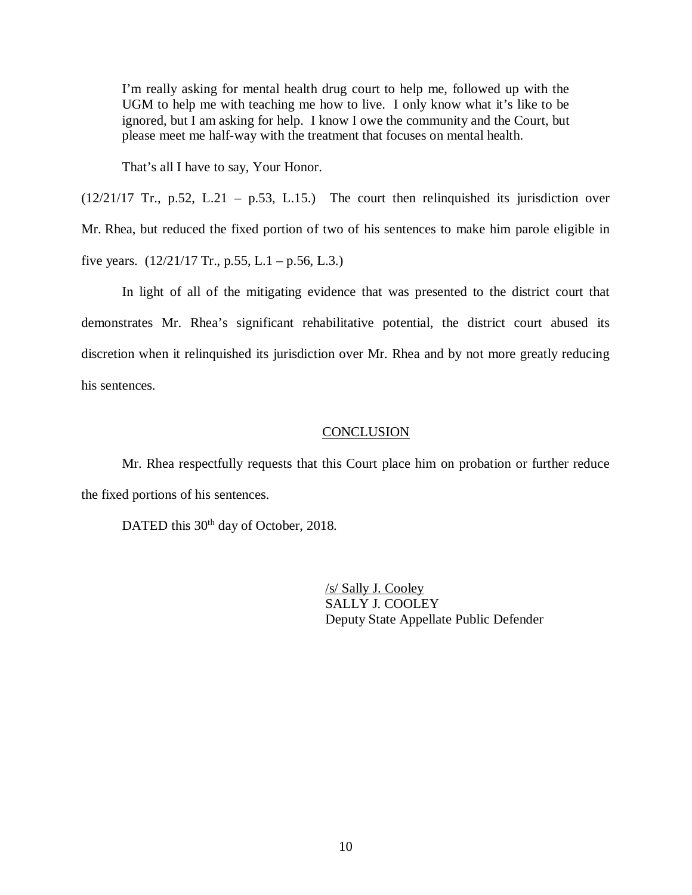> I'm really asking for mental health drug court to help me, followed up with the UGM to help me with teaching me how to live. I only know what it's like to be ignored, but I am asking for help. I know I owe the community and the Court, but please meet me half-way with the treatment that focuses on mental health.
>
> That's all I have to say, Your Honor.

(12/21/17 Tr., p.52, L.21 – p.53, L.15.) The court then relinquished its jurisdiction over Mr. Rhea, but reduced the fixed portion of two of his sentences to make him parole eligible in five years. (12/21/17 Tr., p.55, L.1 – p.56, L.3.)

In light of all of the mitigating evidence that was presented to the district court that demonstrates Mr. Rhea's significant rehabilitative potential, the district court abused its discretion when it relinquished its jurisdiction over Mr. Rhea and by not more greatly reducing his sentences.

## CONCLUSION

Mr. Rhea respectfully requests that this Court place him on probation or further reduce the fixed portions of his sentences.

DATED this 30th day of October, 2018.

/s/ Sally J. Cooley
SALLY J. COOLEY
Deputy State Appellate Public Defender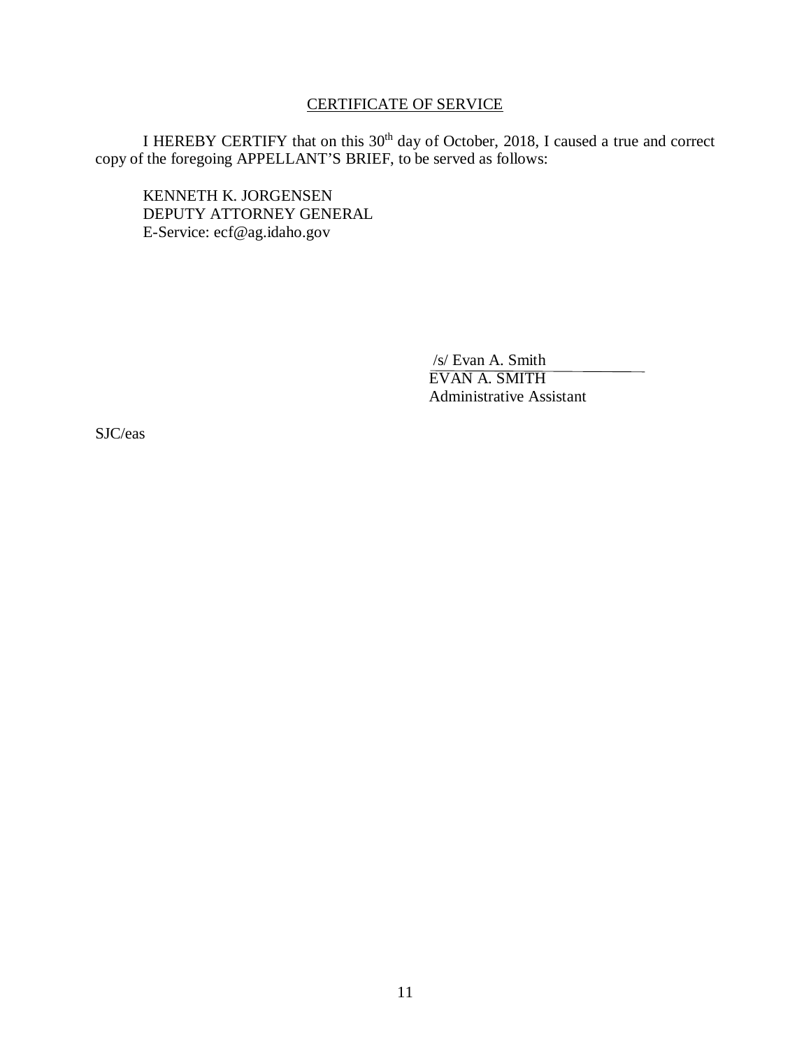## CERTIFICATE OF SERVICE

I HEREBY CERTIFY that on this 30th day of October, 2018, I caused a true and correct copy of the foregoing APPELLANT'S BRIEF, to be served as follows:

KENNETH K. JORGENSEN
DEPUTY ATTORNEY GENERAL
E-Service: ecf@ag.idaho.gov

/s/ Evan A. Smith
EVAN A. SMITH
Administrative Assistant

SJC/eas